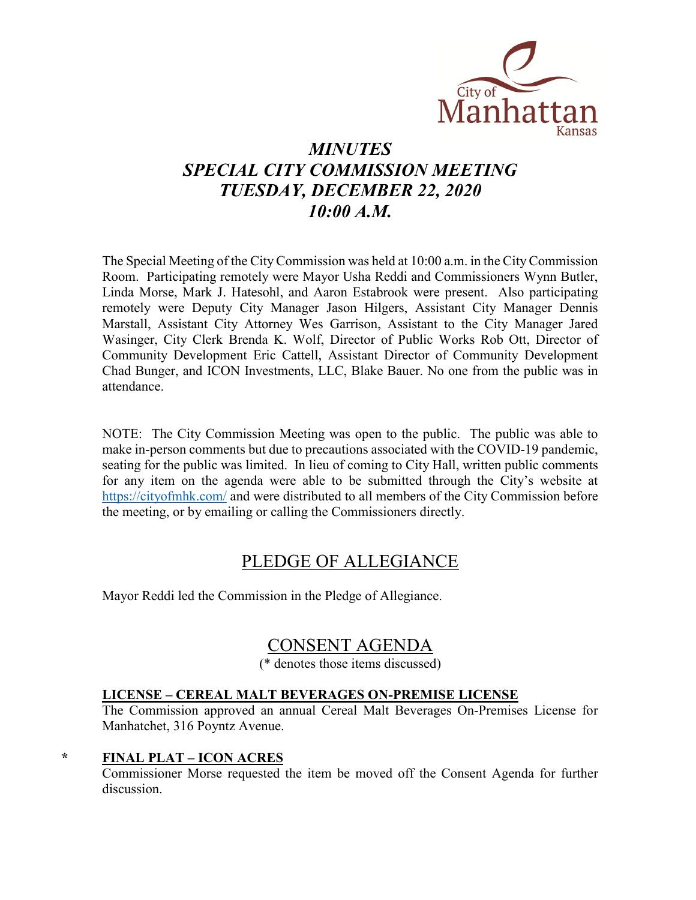# *MINUTES*
# *SPECIAL CITY COMMISSION MEETING*
# *TUESDAY, DECEMBER 22, 2020*
# *10:00 A.M.*

The Special Meeting of the City Commission was held at 10:00 a.m. in the City Commission Room. Participating remotely were Mayor Usha Reddi and Commissioners Wynn Butler, Linda Morse, Mark J. Hatesohl, and Aaron Estabrook were present. Also participating remotely were Deputy City Manager Jason Hilgers, Assistant City Manager Dennis Marstall, Assistant City Attorney Wes Garrison, Assistant to the City Manager Jared Wasinger, City Clerk Brenda K. Wolf, Director of Public Works Rob Ott, Director of Community Development Eric Cattell, Assistant Director of Community Development Chad Bunger, and ICON Investments, LLC, Blake Bauer. No one from the public was in attendance.

NOTE: The City Commission Meeting was open to the public. The public was able to make in-person comments but due to precautions associated with the COVID-19 pandemic, seating for the public was limited. In lieu of coming to City Hall, written public comments for any item on the agenda were able to be submitted through the City's website at https://cityofmhk.com/ and were distributed to all members of the City Commission before the meeting, or by emailing or calling the Commissioners directly.

## PLEDGE OF ALLEGIANCE

Mayor Reddi led the Commission in the Pledge of Allegiance.

## CONSENT AGENDA

(* denotes those items discussed)

**LICENSE – CEREAL MALT BEVERAGES ON-PREMISE LICENSE**

The Commission approved an annual Cereal Malt Beverages On-Premises License for Manhatchet, 316 Poyntz Avenue.

\* **FINAL PLAT – ICON ACRES**

Commissioner Morse requested the item be moved off the Consent Agenda for further discussion.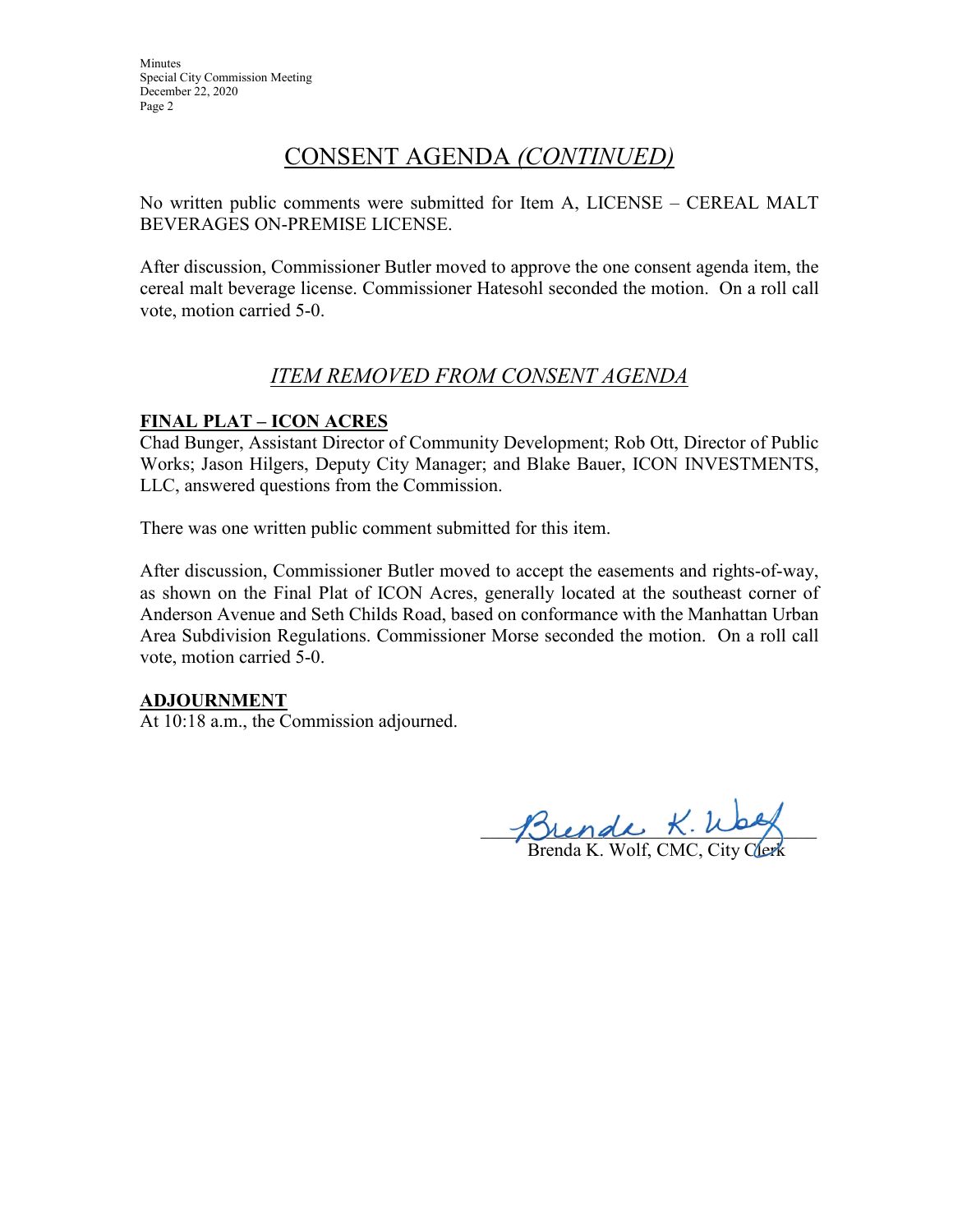# CONSENT AGENDA *(CONTINUED)*

No written public comments were submitted for Item A, LICENSE – CEREAL MALT BEVERAGES ON-PREMISE LICENSE.

After discussion, Commissioner Butler moved to approve the one consent agenda item, the cereal malt beverage license. Commissioner Hatesohl seconded the motion. On a roll call vote, motion carried 5-0.

## *ITEM REMOVED FROM CONSENT AGENDA*

**FINAL PLAT – ICON ACRES**

Chad Bunger, Assistant Director of Community Development; Rob Ott, Director of Public Works; Jason Hilgers, Deputy City Manager; and Blake Bauer, ICON INVESTMENTS, LLC, answered questions from the Commission.

There was one written public comment submitted for this item.

After discussion, Commissioner Butler moved to accept the easements and rights-of-way, as shown on the Final Plat of ICON Acres, generally located at the southeast corner of Anderson Avenue and Seth Childs Road, based on conformance with the Manhattan Urban Area Subdivision Regulations. Commissioner Morse seconded the motion. On a roll call vote, motion carried 5-0.

**ADJOURNMENT**

At 10:18 a.m., the Commission adjourned.

Brenda K. Wolf

Brenda K. Wolf, CMC, City Clerk